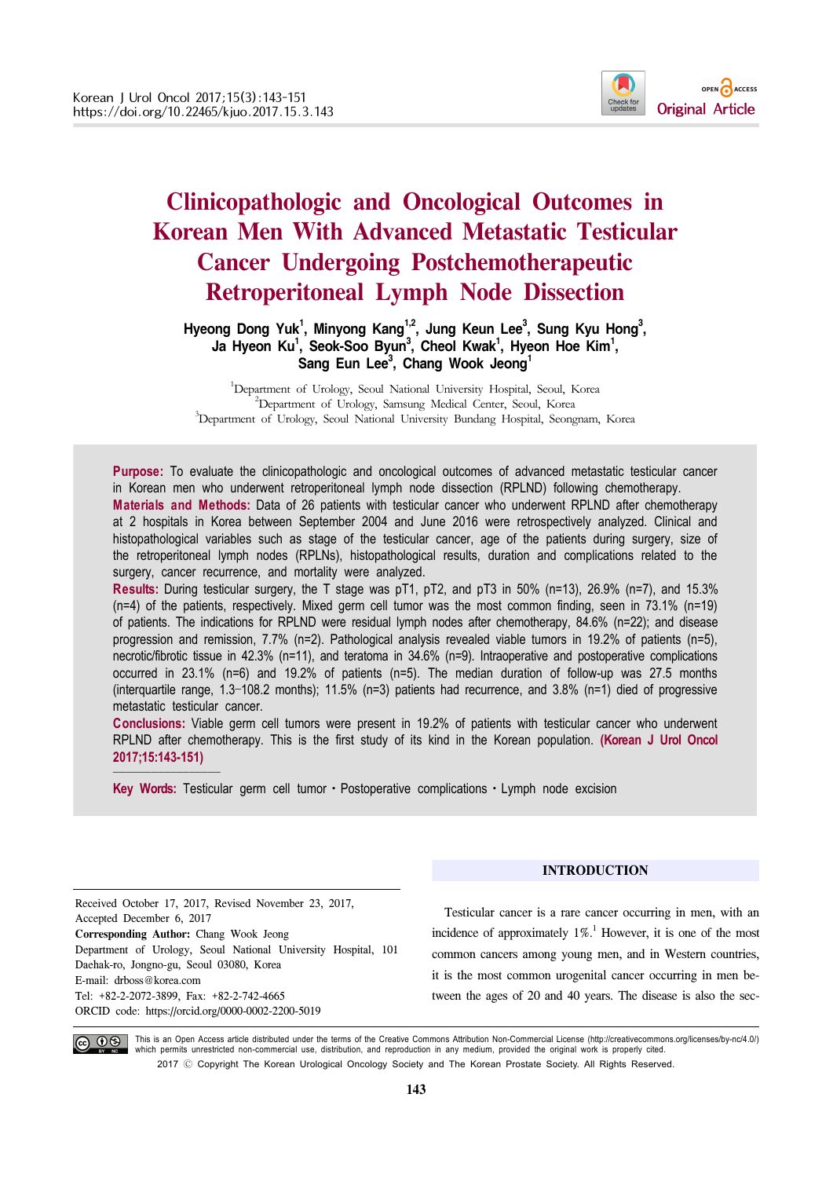Original Article

# Clinicopathologic and Oncological Outcomes in Korean Men With Advanced Metastatic Testicular Cancer Undergoing Postchemotherapeutic Retroperitoneal Lymph Node Dissection

**Hyeong Dong Yuk[1], Minyong Kang[1,2], Jung Keun Lee[3], Sung Kyu Hong[3], Ja Hyeon Ku[1], Seok-Soo Byun[3], Cheol Kwak[1], Hyeon Hoe Kim[1], Sang Eun Lee[3], Chang Wook Jeong[1]**

[1]Department of Urology, Seoul National University Hospital, Seoul, Korea
[2]Department of Urology, Samsung Medical Center, Seoul, Korea
[3]Department of Urology, Seoul National University Bundang Hospital, Seongnam, Korea

**Purpose:** To evaluate the clinicopathologic and oncological outcomes of advanced metastatic testicular cancer in Korean men who underwent retroperitoneal lymph node dissection (RPLND) following chemotherapy.

**Materials and Methods:** Data of 26 patients with testicular cancer who underwent RPLND after chemotherapy at 2 hospitals in Korea between September 2004 and June 2016 were retrospectively analyzed. Clinical and histopathological variables such as stage of the testicular cancer, age of the patients during surgery, size of the retroperitoneal lymph nodes (RPLNs), histopathological results, duration and complications related to the surgery, cancer recurrence, and mortality were analyzed.

**Results:** During testicular surgery, the T stage was pT1, pT2, and pT3 in 50% (n=13), 26.9% (n=7), and 15.3% (n=4) of the patients, respectively. Mixed germ cell tumor was the most common finding, seen in 73.1% (n=19) of patients. The indications for RPLND were residual lymph nodes after chemotherapy, 84.6% (n=22); and disease progression and remission, 7.7% (n=2). Pathological analysis revealed viable tumors in 19.2% of patients (n=5), necrotic/fibrotic tissue in 42.3% (n=11), and teratoma in 34.6% (n=9). Intraoperative and postoperative complications occurred in 23.1% (n=6) and 19.2% of patients (n=5). The median duration of follow-up was 27.5 months (interquartile range, 1.3–108.2 months); 11.5% (n=3) patients had recurrence, and 3.8% (n=1) died of progressive metastatic testicular cancer.

**Conclusions:** Viable germ cell tumors were present in 19.2% of patients with testicular cancer who underwent RPLND after chemotherapy. This is the first study of its kind in the Korean population. **(Korean J Urol Oncol 2017;15:143-151)**

**Key Words:** Testicular germ cell tumor・Postoperative complications・Lymph node excision

Received October 17, 2017, Revised November 23, 2017, Accepted December 6, 2017
**Corresponding Author:** Chang Wook Jeong
Department of Urology, Seoul National University Hospital, 101 Daehak-ro, Jongno-gu, Seoul 03080, Korea
E-mail: drboss@korea.com
Tel: +82-2-2072-3899, Fax: +82-2-742-4665
ORCID code: https://orcid.org/0000-0002-2200-5019

## INTRODUCTION

Testicular cancer is a rare cancer occurring in men, with an incidence of approximately 1%.[1] However, it is one of the most common cancers among young men, and in Western countries, it is the most common urogenital cancer occurring in men between the ages of 20 and 40 years. The disease is also the sec-

This is an Open Access article distributed under the terms of the Creative Commons Attribution Non-Commercial License (http://creativecommons.org/licenses/by-nc/4.0/) which permits unrestricted non-commercial use, distribution, and reproduction in any medium, provided the original work is properly cited.
2017 © Copyright The Korean Urological Oncology Society and The Korean Prostate Society. All Rights Reserved.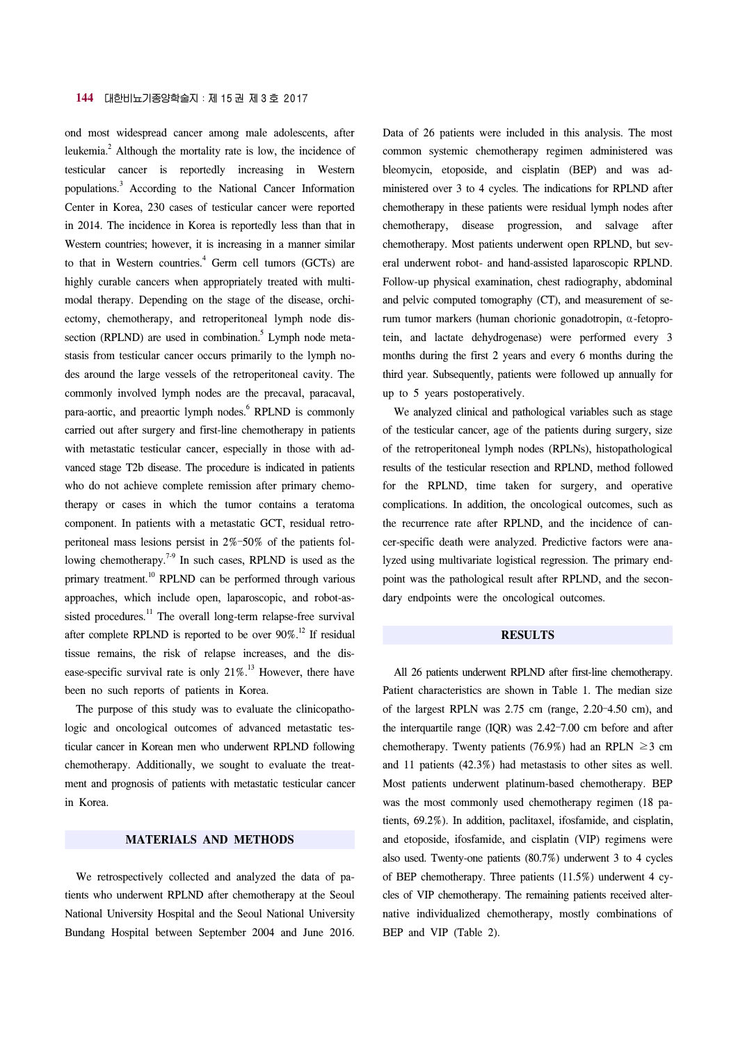ond most widespread cancer among male adolescents, after leukemia.[2] Although the mortality rate is low, the incidence of testicular cancer is reportedly increasing in Western populations.[3] According to the National Cancer Information Center in Korea, 230 cases of testicular cancer were reported in 2014. The incidence in Korea is reportedly less than that in Western countries; however, it is increasing in a manner similar to that in Western countries.[4] Germ cell tumors (GCTs) are highly curable cancers when appropriately treated with multimodal therapy. Depending on the stage of the disease, orchiectomy, chemotherapy, and retroperitoneal lymph node dissection (RPLND) are used in combination.[5] Lymph node metastasis from testicular cancer occurs primarily to the lymph nodes around the large vessels of the retroperitoneal cavity. The commonly involved lymph nodes are the precaval, paracaval, para-aortic, and preaortic lymph nodes.[6] RPLND is commonly carried out after surgery and first-line chemotherapy in patients with metastatic testicular cancer, especially in those with advanced stage T2b disease. The procedure is indicated in patients who do not achieve complete remission after primary chemotherapy or cases in which the tumor contains a teratoma component. In patients with a metastatic GCT, residual retroperitoneal mass lesions persist in 2%–50% of the patients following chemotherapy.[7-9] In such cases, RPLND is used as the primary treatment.[10] RPLND can be performed through various approaches, which include open, laparoscopic, and robot-assisted procedures.[11] The overall long-term relapse-free survival after complete RPLND is reported to be over 90%.[12] If residual tissue remains, the risk of relapse increases, and the disease-specific survival rate is only 21%.[13] However, there have been no such reports of patients in Korea.

The purpose of this study was to evaluate the clinicopathologic and oncological outcomes of advanced metastatic testicular cancer in Korean men who underwent RPLND following chemotherapy. Additionally, we sought to evaluate the treatment and prognosis of patients with metastatic testicular cancer in Korea.

## MATERIALS AND METHODS

We retrospectively collected and analyzed the data of patients who underwent RPLND after chemotherapy at the Seoul National University Hospital and the Seoul National University Bundang Hospital between September 2004 and June 2016. Data of 26 patients were included in this analysis. The most common systemic chemotherapy regimen administered was bleomycin, etoposide, and cisplatin (BEP) and was administered over 3 to 4 cycles. The indications for RPLND after chemotherapy in these patients were residual lymph nodes after chemotherapy, disease progression, and salvage after chemotherapy. Most patients underwent open RPLND, but several underwent robot- and hand-assisted laparoscopic RPLND. Follow-up physical examination, chest radiography, abdominal and pelvic computed tomography (CT), and measurement of serum tumor markers (human chorionic gonadotropin, α-fetoprotein, and lactate dehydrogenase) were performed every 3 months during the first 2 years and every 6 months during the third year. Subsequently, patients were followed up annually for up to 5 years postoperatively.

We analyzed clinical and pathological variables such as stage of the testicular cancer, age of the patients during surgery, size of the retroperitoneal lymph nodes (RPLNs), histopathological results of the testicular resection and RPLND, method followed for the RPLND, time taken for surgery, and operative complications. In addition, the oncological outcomes, such as the recurrence rate after RPLND, and the incidence of cancer-specific death were analyzed. Predictive factors were analyzed using multivariate logistical regression. The primary endpoint was the pathological result after RPLND, and the secondary endpoints were the oncological outcomes.

## RESULTS

All 26 patients underwent RPLND after first-line chemotherapy. Patient characteristics are shown in Table 1. The median size of the largest RPLN was 2.75 cm (range, 2.20–4.50 cm), and the interquartile range (IQR) was 2.42–7.00 cm before and after chemotherapy. Twenty patients (76.9%) had an RPLN ≥3 cm and 11 patients (42.3%) had metastasis to other sites as well. Most patients underwent platinum-based chemotherapy. BEP was the most commonly used chemotherapy regimen (18 patients, 69.2%). In addition, paclitaxel, ifosfamide, and cisplatin, and etoposide, ifosfamide, and cisplatin (VIP) regimens were also used. Twenty-one patients (80.7%) underwent 3 to 4 cycles of BEP chemotherapy. Three patients (11.5%) underwent 4 cycles of VIP chemotherapy. The remaining patients received alternative individualized chemotherapy, mostly combinations of BEP and VIP (Table 2).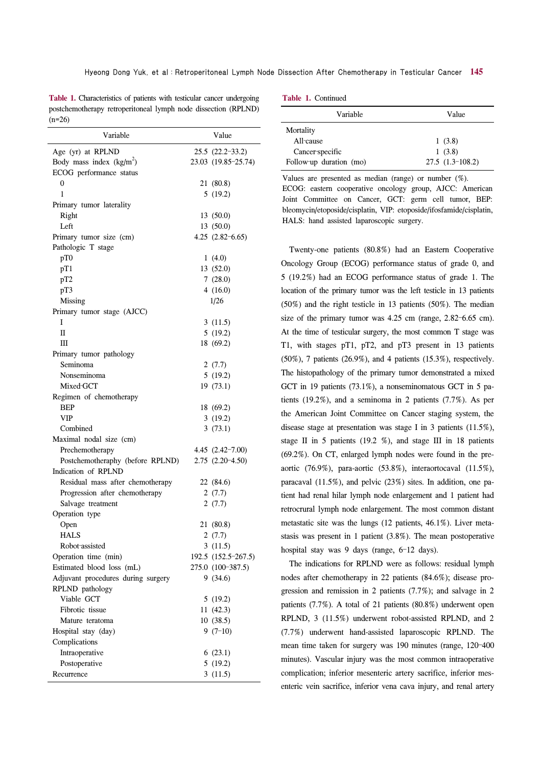**Table 1.** Characteristics of patients with testicular cancer undergoing postchemotherapy retroperitoneal lymph node dissection (RPLND) (n=26)

| Variable | Value |
|---|---|
| Age (yr) at RPLND | 25.5 (22.2–33.2) |
| Body mass index (kg/m$^2$) | 23.03 (19.85–25.74) |
| ECOG performance status | |
| 0 | 21 (80.8) |
| 1 | 5 (19.2) |
| Primary tumor laterality | |
| Right | 13 (50.0) |
| Left | 13 (50.0) |
| Primary tumor size (cm) | 4.25 (2.82–6.65) |
| Pathologic T stage | |
| pT0 | 1 (4.0) |
| pT1 | 13 (52.0) |
| pT2 | 7 (28.0) |
| pT3 | 4 (16.0) |
| Missing | 1/26 |
| Primary tumor stage (AJCC) | |
| I | 3 (11.5) |
| II | 5 (19.2) |
| III | 18 (69.2) |
| Primary tumor pathology | |
| Seminoma | 2 (7.7) |
| Nonseminoma | 5 (19.2) |
| Mixed-GCT | 19 (73.1) |
| Regimen of chemotherapy | |
| BEP | 18 (69.2) |
| VIP | 3 (19.2) |
| Combined | 3 (73.1) |
| Maximal nodal size (cm) | |
| Prechemotherapy | 4.45 (2.42–7.00) |
| Postchemotheraphy (before RPLND) | 2.75 (2.20–4.50) |
| Indication of RPLND | |
| Residual mass after chemotherapy | 22 (84.6) |
| Progression after chemotherapy | 2 (7.7) |
| Salvage treatment | 2 (7.7) |
| Operation type | |
| Open | 21 (80.8) |
| HALS | 2 (7.7) |
| Robot-assisted | 3 (11.5) |
| Operation time (min) | 192.5 (152.5–267.5) |
| Estimated blood loss (mL) | 275.0 (100–387.5) |
| Adjuvant procedures during surgery | 9 (34.6) |
| RPLND pathology | |
| Viable GCT | 5 (19.2) |
| Fibrotic tissue | 11 (42.3) |
| Mature teratoma | 10 (38.5) |
| Hospital stay (day) | 9 (7–10) |
| Complications | |
| Intraoperative | 6 (23.1) |
| Postoperative | 5 (19.2) |
| Recurrence | 3 (11.5) |
| Mortality | |
| All-cause | 1 (3.8) |
| Cancer-specific | 1 (3.8) |
| Follow-up duration (mo) | 27.5 (1.3–108.2) |

Values are presented as median (range) or number (%).
ECOG: eastern cooperative oncology group, AJCC: American Joint Committee on Cancer, GCT: germ cell tumor, BEP: bleomycin/etoposide/cisplatin, VIP: etoposide/ifosfamide/cisplatin, HALS: hand assisted laparoscopic surgery.

Twenty-one patients (80.8%) had an Eastern Cooperative Oncology Group (ECOG) performance status of grade 0, and 5 (19.2%) had an ECOG performance status of grade 1. The location of the primary tumor was the left testicle in 13 patients (50%) and the right testicle in 13 patients (50%). The median size of the primary tumor was 4.25 cm (range, 2.82–6.65 cm). At the time of testicular surgery, the most common T stage was T1, with stages pT1, pT2, and pT3 present in 13 patients (50%), 7 patients (26.9%), and 4 patients (15.3%), respectively. The histopathology of the primary tumor demonstrated a mixed GCT in 19 patients (73.1%), a nonseminomatous GCT in 5 patients (19.2%), and a seminoma in 2 patients (7.7%). As per the American Joint Committee on Cancer staging system, the disease stage at presentation was stage I in 3 patients (11.5%), stage II in 5 patients (19.2 %), and stage III in 18 patients (69.2%). On CT, enlarged lymph nodes were found in the preaortic (76.9%), para-aortic (53.8%), interaortocaval (11.5%), paracaval (11.5%), and pelvic (23%) sites. In addition, one patient had renal hilar lymph node enlargement and 1 patient had retrocrural lymph node enlargement. The most common distant metastatic site was the lungs (12 patients, 46.1%). Liver metastasis was present in 1 patient (3.8%). The mean postoperative hospital stay was 9 days (range, 6–12 days).

The indications for RPLND were as follows: residual lymph nodes after chemotherapy in 22 patients (84.6%); disease progression and remission in 2 patients (7.7%); and salvage in 2 patients (7.7%). A total of 21 patients (80.8%) underwent open RPLND, 3 (11.5%) underwent robot-assisted RPLND, and 2 (7.7%) underwent hand-assisted laparoscopic RPLND. The mean time taken for surgery was 190 minutes (range, 120–400 minutes). Vascular injury was the most common intraoperative complication; inferior mesenteric artery sacrifice, inferior mesenteric vein sacrifice, inferior vena cava injury, and renal artery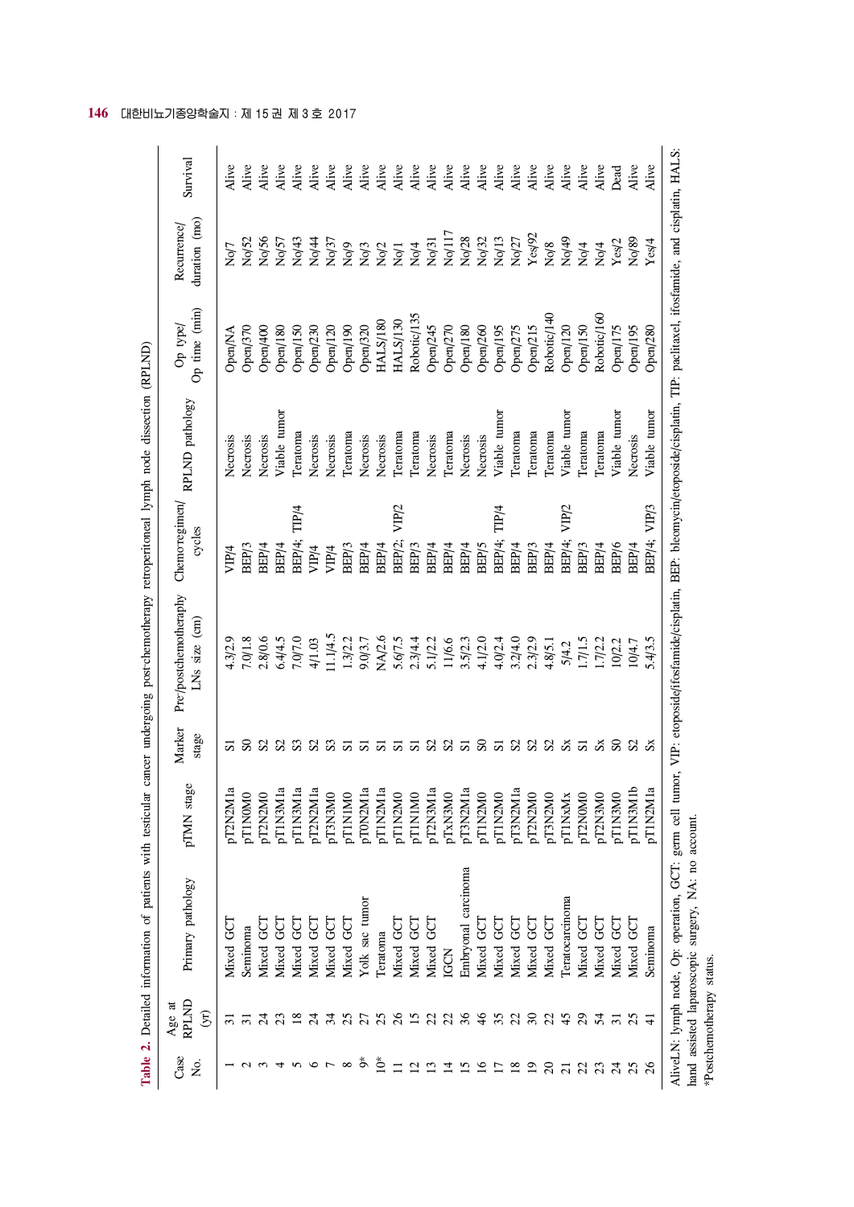**Table 2.** Detailed information of patients with testicular cancer undergoing post-chemotherapy retroperitoneal lymph node dissection (RPLND)

| Case No. | Age at RPLND (yr) | Primary pathology | pTMN stage | Marker stage | Pre/postchemotheraphy LNs size (cm) | Chemo-regimen/cycles | RPLND pathology | Op type/Op time (min) | Recurrence/duration (mo) | Survival |
|---|---|---|---|---|---|---|---|---|---|---|
| 1 | 31 | Mixed GCT | pT2N2M1a | S1 | 4.3/2.9 | VIP/4 | Necrosis | Open/NA | No/7 | Alive |
| 2 | 31 | Seminoma | pT1N0M0 | S0 | 7.0/1.8 | BEP/3 | Necrosis | Open/370 | No/52 | Alive |
| 3 | 24 | Mixed GCT | pT2N2M0 | S2 | 2.8/0.6 | BEP/4 | Necrosis | Open/400 | No/56 | Alive |
| 4 | 23 | Mixed GCT | pT1N3M1a | S2 | 6.4/4.5 | BEP/4 | Viable tumor | Open/180 | No/57 | Alive |
| 5 | 18 | Mixed GCT | pT1N3M1a | S3 | 7.0/7.0 | BEP/4; TIP/4 | Teratoma | Open/150 | No/43 | Alive |
| 6 | 24 | Mixed GCT | pT2N2M1a | S2 | 4/1.03 | VIP/4 | Necrosis | Open/230 | No/44 | Alive |
| 7 | 34 | Mixed GCT | pT3N3M0 | S3 | 11.1/4.5 | VIP/4 | Necrosis | Open/120 | No/37 | Alive |
| 8 | 25 | Mixed GCT | pT1N1M0 | S1 | 1.3/2.2 | BEP/3 | Teratoma | Open/190 | No/9 | Alive |
| 9* | 27 | Yolk sac tumor | pT0N2M1a | S1 | 9.0/3.7 | BEP/4 | Necrosis | Open/320 | No/3 | Alive |
| 10* | 25 | Teratoma | pT1N2M1a | S1 | NA/2.6 | BEP/4 | Necrosis | HALS/180 | No/2 | Alive |
| 11 | 26 | Mixed GCT | pT1N2M0 | S1 | 5.6/7.5 | BEP/2; VIP/2 | Teratoma | HALS/130 | No/1 | Alive |
| 12 | 15 | Mixed GCT | pT1N1M0 | S1 | 2.3/4.4 | BEP/3 | Teratoma | Robotic/135 | No/4 | Alive |
| 13 | 22 | Mixed GCT | pT2N3M1a | S2 | 5.1/2.2 | BEP/4 | Necrosis | Open/245 | No/31 | Alive |
| 14 | 22 | IGCN | pTxN3M0 | S2 | 11/6.6 | BEP/4 | Teratoma | Open/270 | No/117 | Alive |
| 15 | 36 | Embryonal carcinoma | pT3N2M1a | S1 | 3.5/2.3 | BEP/4 | Necrosis | Open/180 | No/28 | Alive |
| 16 | 46 | Mixed GCT | pT1N2M0 | S0 | 4.1/2.0 | BEP/5 | Necrosis | Open/260 | No/32 | Alive |
| 17 | 35 | Mixed GCT | pT1N2M0 | S1 | 4.0/2.4 | BEP/4; TIP/4 | Viable tumor | Open/195 | No/13 | Alive |
| 18 | 22 | Mixed GCT | pT3N2M1a | S2 | 3.2/4.0 | BEP/4 | Teratoma | Open/275 | No/27 | Alive |
| 19 | 30 | Mixed GCT | pT2N2M0 | S2 | 2.3/2.9 | BEP/3 | Teratoma | Open/215 | Yes/92 | Alive |
| 20 | 22 | Mixed GCT | pT3N2M0 | S2 | 4.8/5.1 | BEP/4 | Teratoma | Robotic/140 | No/8 | Alive |
| 21 | 45 | Teratocarcinoma | pT1NxMx | Sx | 5/4.2 | BEP/4; VIP/2 | Viable tumor | Open/120 | No/49 | Alive |
| 22 | 29 | Mixed GCT | pT2N0M0 | S1 | 1.7/1.5 | BEP/3 | Teratoma | Open/150 | No/4 | Alive |
| 23 | 54 | Mixed GCT | pT2N3M0 | Sx | 1.7/2.2 | BEP/4 | Teratoma | Robotic/160 | No/4 | Alive |
| 24 | 31 | Mixed GCT | pT1N3M0 | S0 | 10/2.2 | BEP/6 | Viable tumor | Open/175 | Yes/2 | Dead |
| 25 | 25 | Mixed GCT | pT1N3M1b | S2 | 10/4.7 | BEP/4 | Necrosis | Open/195 | No/89 | Alive |
| 26 | 41 | Seminoma | pT1N2M1a | Sx | 5.4/3.5 | BEP/4; VIP/3 | Viable tumor | Open/280 | Yes/4 | Alive |

AliveLN: lymph node, Op: operation, GCT: germ cell tumor, VIP: etoposide/ifosfamide/cisplatin, BEP: bleomycin/etoposide/cisplatin, TIP: paclitaxel, ifosfamide, and cisplatin, HALS: hand assisted laparoscopic surgery, NA: no account.
*Postchemotherapy status.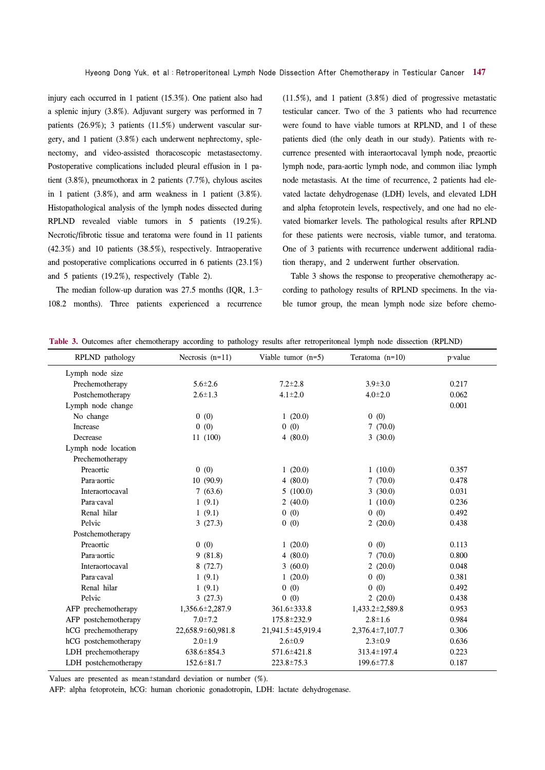injury each occurred in 1 patient (15.3%). One patient also had a splenic injury (3.8%). Adjuvant surgery was performed in 7 patients (26.9%); 3 patients (11.5%) underwent vascular surgery, and 1 patient (3.8%) each underwent nephrectomy, splenectomy, and video-assisted thoracoscopic metastasectomy. Postoperative complications included pleural effusion in 1 patient (3.8%), pneumothorax in 2 patients (7.7%), chylous ascites in 1 patient (3.8%), and arm weakness in 1 patient (3.8%). Histopathological analysis of the lymph nodes dissected during RPLND revealed viable tumors in 5 patients (19.2%). Necrotic/fibrotic tissue and teratoma were found in 11 patients (42.3%) and 10 patients (38.5%), respectively. Intraoperative and postoperative complications occurred in 6 patients (23.1%) and 5 patients (19.2%), respectively (Table 2).

The median follow-up duration was 27.5 months (IQR, 1.3–108.2 months). Three patients experienced a recurrence (11.5%), and 1 patient (3.8%) died of progressive metastatic testicular cancer. Two of the 3 patients who had recurrence were found to have viable tumors at RPLND, and 1 of these patients died (the only death in our study). Patients with recurrence presented with interaortocaval lymph node, preaortic lymph node, para-aortic lymph node, and common iliac lymph node metastasis. At the time of recurrence, 2 patients had elevated lactate dehydrogenase (LDH) levels, and elevated LDH and alpha fetoprotein levels, respectively, and one had no elevated biomarker levels. The pathological results after RPLND for these patients were necrosis, viable tumor, and teratoma. One of 3 patients with recurrence underwent additional radiation therapy, and 2 underwent further observation.

Table 3 shows the response to preoperative chemotherapy according to pathology results of RPLND specimens. In the viable tumor group, the mean lymph node size before chemo-

**Table 3.** Outcomes after chemotherapy according to pathology results after retroperitoneal lymph node dissection (RPLND)

| RPLND pathology | Necrosis (n=11) | Viable tumor (n=5) | Teratoma (n=10) | p-value |
|---|---|---|---|---|
| Lymph node size | | | | |
| Prechemotherapy | 5.6±2.6 | 7.2±2.8 | 3.9±3.0 | 0.217 |
| Postchemotherapy | 2.6±1.3 | 4.1±2.0 | 4.0±2.0 | 0.062 |
| Lymph node change | | | | 0.001 |
| No change | 0 (0) | 1 (20.0) | 0 (0) | |
| Increase | 0 (0) | 0 (0) | 7 (70.0) | |
| Decrease | 11 (100) | 4 (80.0) | 3 (30.0) | |
| Lymph node location | | | | |
| Prechemotherapy | | | | |
| Preaortic | 0 (0) | 1 (20.0) | 1 (10.0) | 0.357 |
| Para-aortic | 10 (90.9) | 4 (80.0) | 7 (70.0) | 0.478 |
| Interaortocaval | 7 (63.6) | 5 (100.0) | 3 (30.0) | 0.031 |
| Para-caval | 1 (9.1) | 2 (40.0) | 1 (10.0) | 0.236 |
| Renal hilar | 1 (9.1) | 0 (0) | 0 (0) | 0.492 |
| Pelvic | 3 (27.3) | 0 (0) | 2 (20.0) | 0.438 |
| Postchemotherapy | | | | |
| Preaortic | 0 (0) | 1 (20.0) | 0 (0) | 0.113 |
| Para-aortic | 9 (81.8) | 4 (80.0) | 7 (70.0) | 0.800 |
| Interaortocaval | 8 (72.7) | 3 (60.0) | 2 (20.0) | 0.048 |
| Para-caval | 1 (9.1) | 1 (20.0) | 0 (0) | 0.381 |
| Renal hilar | 1 (9.1) | 0 (0) | 0 (0) | 0.492 |
| Pelvic | 3 (27.3) | 0 (0) | 2 (20.0) | 0.438 |
| AFP prechemotherapy | 1,356.6±2,287.9 | 361.6±333.8 | 1,433.2±2,589.8 | 0.953 |
| AFP postchemotherapy | 7.0±7.2 | 175.8±232.9 | 2.8±1.6 | 0.984 |
| hCG prechemotherapy | 22,658.9±60,981.8 | 21,941.5±45,919.4 | 2,376.4±7,107.7 | 0.306 |
| hCG postchemotherapy | 2.0±1.9 | 2.6±0.9 | 2.3±0.9 | 0.636 |
| LDH prechemotherapy | 638.6±854.3 | 571.6±421.8 | 313.4±197.4 | 0.223 |
| LDH postchemotherapy | 152.6±81.7 | 223.8±75.3 | 199.6±77.8 | 0.187 |

Values are presented as mean±standard deviation or number (%).

AFP: alpha fetoprotein, hCG: human chorionic gonadotropin, LDH: lactate dehydrogenase.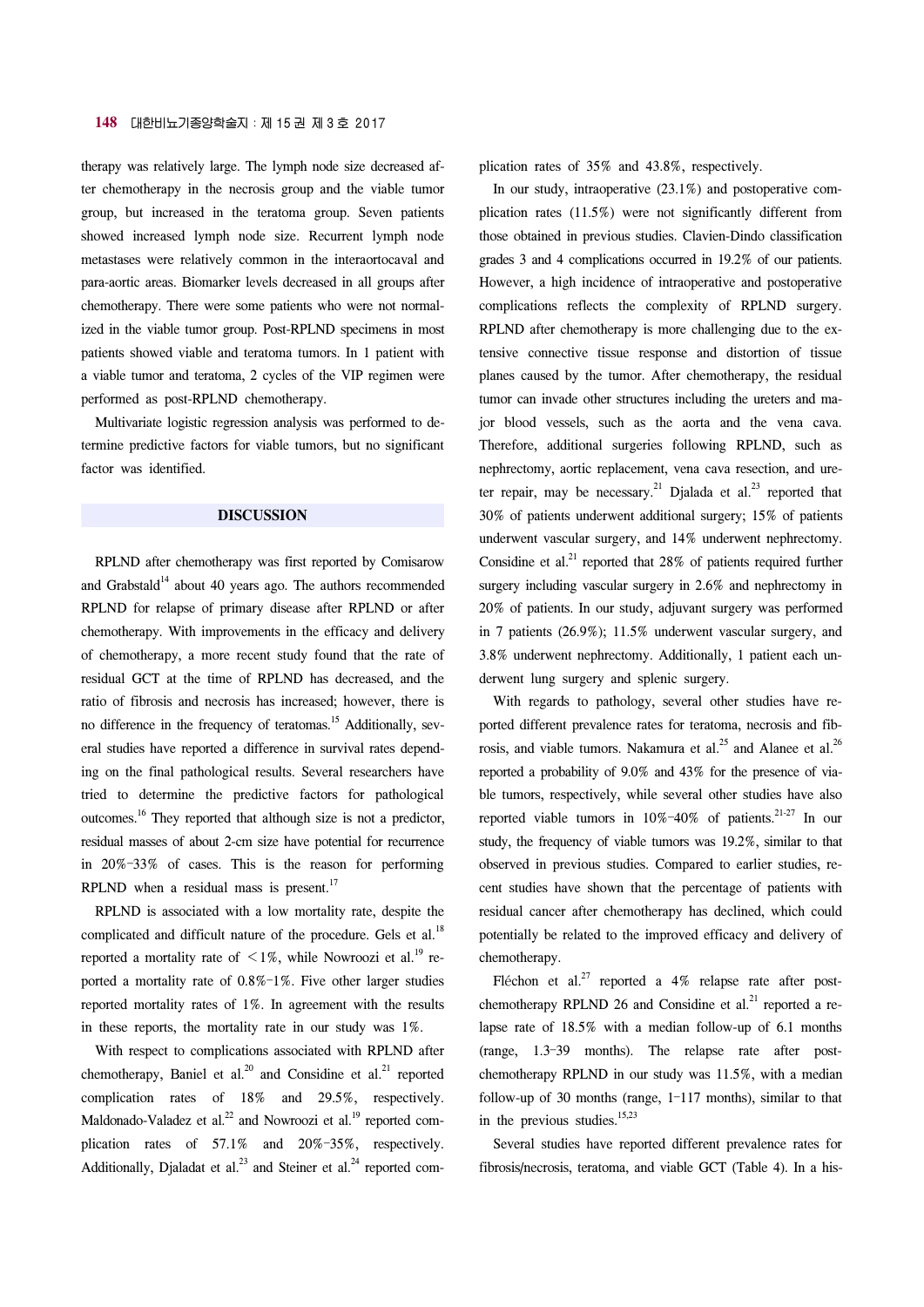therapy was relatively large. The lymph node size decreased after chemotherapy in the necrosis group and the viable tumor group, but increased in the teratoma group. Seven patients showed increased lymph node size. Recurrent lymph node metastases were relatively common in the interaortocaval and para-aortic areas. Biomarker levels decreased in all groups after chemotherapy. There were some patients who were not normalized in the viable tumor group. Post-RPLND specimens in most patients showed viable and teratoma tumors. In 1 patient with a viable tumor and teratoma, 2 cycles of the VIP regimen were performed as post-RPLND chemotherapy.

Multivariate logistic regression analysis was performed to determine predictive factors for viable tumors, but no significant factor was identified.

## DISCUSSION

RPLND after chemotherapy was first reported by Comisarow and Grabstald[14] about 40 years ago. The authors recommended RPLND for relapse of primary disease after RPLND or after chemotherapy. With improvements in the efficacy and delivery of chemotherapy, a more recent study found that the rate of residual GCT at the time of RPLND has decreased, and the ratio of fibrosis and necrosis has increased; however, there is no difference in the frequency of teratomas.[15] Additionally, several studies have reported a difference in survival rates depending on the final pathological results. Several researchers have tried to determine the predictive factors for pathological outcomes.[16] They reported that although size is not a predictor, residual masses of about 2-cm size have potential for recurrence in 20%–33% of cases. This is the reason for performing RPLND when a residual mass is present.[17]

RPLND is associated with a low mortality rate, despite the complicated and difficult nature of the procedure. Gels et al.[18] reported a mortality rate of <1%, while Nowroozi et al.[19] reported a mortality rate of 0.8%–1%. Five other larger studies reported mortality rates of 1%. In agreement with the results in these reports, the mortality rate in our study was 1%.

With respect to complications associated with RPLND after chemotherapy, Baniel et al.[20] and Considine et al.[21] reported complication rates of 18% and 29.5%, respectively. Maldonado-Valadez et al.[22] and Nowroozi et al.[19] reported complication rates of 57.1% and 20%–35%, respectively. Additionally, Djaladat et al.[23] and Steiner et al.[24] reported complication rates of 35% and 43.8%, respectively.

In our study, intraoperative (23.1%) and postoperative complication rates (11.5%) were not significantly different from those obtained in previous studies. Clavien-Dindo classification grades 3 and 4 complications occurred in 19.2% of our patients. However, a high incidence of intraoperative and postoperative complications reflects the complexity of RPLND surgery. RPLND after chemotherapy is more challenging due to the extensive connective tissue response and distortion of tissue planes caused by the tumor. After chemotherapy, the residual tumor can invade other structures including the ureters and major blood vessels, such as the aorta and the vena cava. Therefore, additional surgeries following RPLND, such as nephrectomy, aortic replacement, vena cava resection, and ureter repair, may be necessary.[21] Djalada et al.[23] reported that 30% of patients underwent additional surgery; 15% of patients underwent vascular surgery, and 14% underwent nephrectomy. Considine et al.[21] reported that 28% of patients required further surgery including vascular surgery in 2.6% and nephrectomy in 20% of patients. In our study, adjuvant surgery was performed in 7 patients (26.9%); 11.5% underwent vascular surgery, and 3.8% underwent nephrectomy. Additionally, 1 patient each underwent lung surgery and splenic surgery.

With regards to pathology, several other studies have reported different prevalence rates for teratoma, necrosis and fibrosis, and viable tumors. Nakamura et al.[25] and Alanee et al.[26] reported a probability of 9.0% and 43% for the presence of viable tumors, respectively, while several other studies have also reported viable tumors in 10%–40% of patients.[21-27] In our study, the frequency of viable tumors was 19.2%, similar to that observed in previous studies. Compared to earlier studies, recent studies have shown that the percentage of patients with residual cancer after chemotherapy has declined, which could potentially be related to the improved efficacy and delivery of chemotherapy.

Fléchon et al.[27] reported a 4% relapse rate after post-chemotherapy RPLND 26 and Considine et al.[21] reported a relapse rate of 18.5% with a median follow-up of 6.1 months (range, 1.3–39 months). The relapse rate after post-chemotherapy RPLND in our study was 11.5%, with a median follow-up of 30 months (range, 1–117 months), similar to that in the previous studies.[15,23]

Several studies have reported different prevalence rates for fibrosis/necrosis, teratoma, and viable GCT (Table 4). In a his-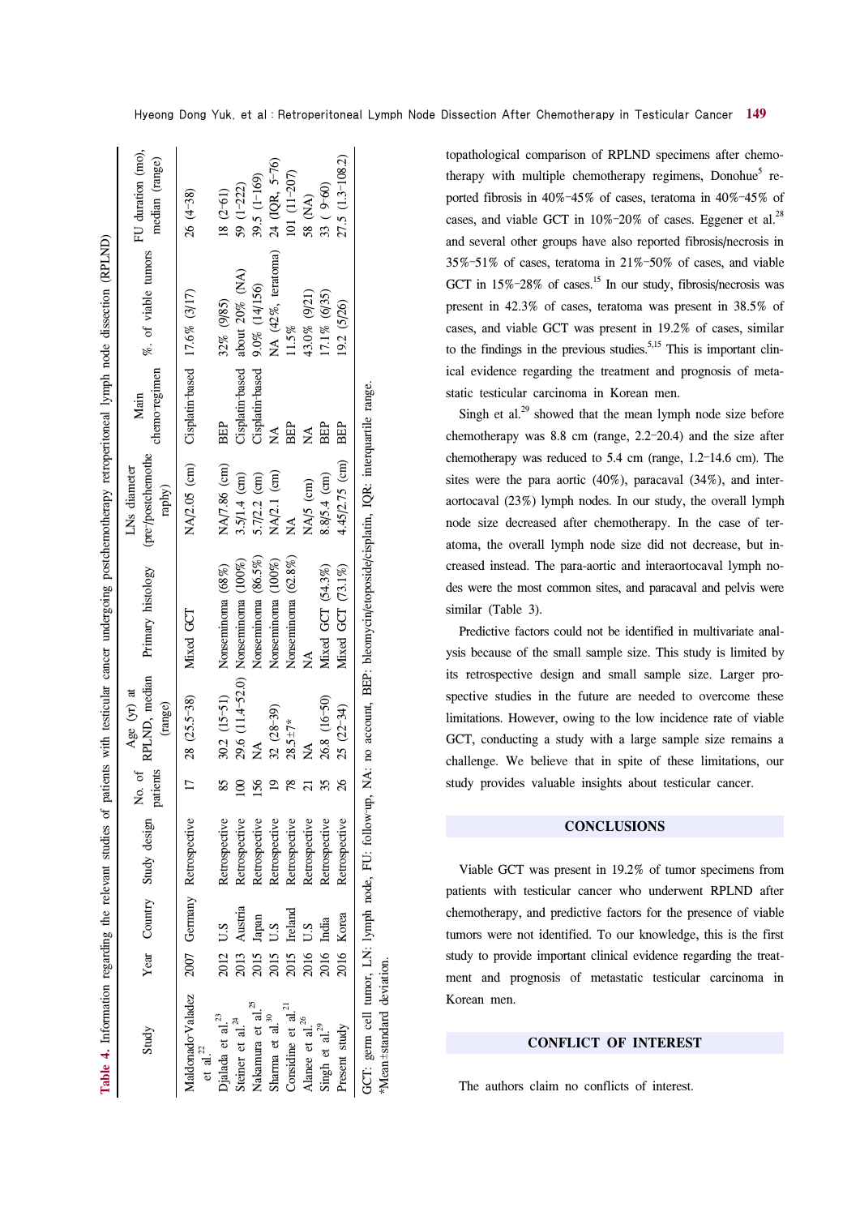**Table 4.** Information regarding the relevant studies of patients with testicular cancer undergoing postchemotherapy retroperitoneal lymph node dissection (RPLND)

| Study | Year | Country | Study design | No. of patients | Age (yr) at RPLND, median (range) | Primary histology | LNs diameter (pre-/postchemotherapy) | Main chemo-regimen | %. of viable tumors | FU duration (mo), median (range) |
|---|---|---|---|---|---|---|---|---|---|---|
| Maldonado-Valadez et al.[22] | 2007 | Germany | Retrospective | 17 | 28 (25.5–38) | Mixed GCT | NA/2.05 (cm) | Cisplatin-based | 17.6% (3/17) | 26 (4–38) |
| Djalada et al.[23] | 2012 | U.S | Retrospective | 85 | 30.2 (15–51) | Nonseminoma (68%) | NA/7.86 (cm) | BEP | 32% (9/85) | 18 (2–61) |
| Steiner et al.[24] | 2013 | Austria | Retrospective | 100 | 29.6 (11.4–52.0) | Nonseminoma (100%) | 3.5/1.4 (cm) | Cisplatin-based | about 20% (NA) | 59 (1–222) |
| Nakamura et al.[25] | 2015 | Japan | Retrospective | 156 | NA | Nonseminoma (86.5%) | 5.7/2.2 (cm) | Cisplatin-based | 9.0% (14/156) | 39.5 (1–169) |
| Sharma et al.[30] | 2015 | U.S | Retrospective | 19 | 32 (28–39) | Nonseminoma (100%) | NA/2.1 (cm) | NA | NA (42%, teratoma) | 24 (IQR, 5–76) |
| Considine et al.[21] | 2015 | Ireland | Retrospective | 78 | 28.5±7* | Nonseminoma (62.8%) | NA | BEP | 11.5% | 101 (11–207) |
| Alanee et al.[26] | 2016 | U.S | Retrospective | 21 | NA | NA | NA/5 (cm) | NA | 43.0% (9/21) | 58 (NA) |
| Singh et al.[29] | 2016 | India | Retrospective | 35 | 26.8 (16–50) | Mixed GCT (54.3%) | 8.8/5.4 (cm) | BEP | 17.1% (6/35) | 33 (9–60) |
| Present study | 2016 | Korea | Retrospective | 26 | 25 (22–34) | Mixed GCT (73.1%) | 4.45/2.75 (cm) | BEP | 19.2 (5/26) | 27.5 (1.3–108.2) |

GCT: germ cell tumor, LN: lymph node, FU: follow-up, NA: no account, BEP: bleomycin/etoposide/cisplatin, IQR: interquartile range.
*Mean±standard deviation.

topathological comparison of RPLND specimens after chemotherapy with multiple chemotherapy regimens, Donohue[5] reported fibrosis in 40%–45% of cases, teratoma in 40%–45% of cases, and viable GCT in 10%–20% of cases. Eggener et al.[28] and several other groups have also reported fibrosis/necrosis in 35%–51% of cases, teratoma in 21%–50% of cases, and viable GCT in 15%–28% of cases.[15] In our study, fibrosis/necrosis was present in 42.3% of cases, teratoma was present in 38.5% of cases, and viable GCT was present in 19.2% of cases, similar to the findings in the previous studies.[5,15] This is important clinical evidence regarding the treatment and prognosis of metastatic testicular carcinoma in Korean men.

Singh et al.[29] showed that the mean lymph node size before chemotherapy was 8.8 cm (range, 2.2–20.4) and the size after chemotherapy was reduced to 5.4 cm (range, 1.2–14.6 cm). The sites were the para aortic (40%), paracaval (34%), and interaortocaval (23%) lymph nodes. In our study, the overall lymph node size decreased after chemotherapy. In the case of teratoma, the overall lymph node size did not decrease, but increased instead. The para-aortic and interaortocaval lymph nodes were the most common sites, and paracaval and pelvis were similar (Table 3).

Predictive factors could not be identified in multivariate analysis because of the small sample size. This study is limited by its retrospective design and small sample size. Larger prospective studies in the future are needed to overcome these limitations. However, owing to the low incidence rate of viable GCT, conducting a study with a large sample size remains a challenge. We believe that in spite of these limitations, our study provides valuable insights about testicular cancer.

## CONCLUSIONS

Viable GCT was present in 19.2% of tumor specimens from patients with testicular cancer who underwent RPLND after chemotherapy, and predictive factors for the presence of viable tumors were not identified. To our knowledge, this is the first study to provide important clinical evidence regarding the treatment and prognosis of metastatic testicular carcinoma in Korean men.

## CONFLICT OF INTEREST

The authors claim no conflicts of interest.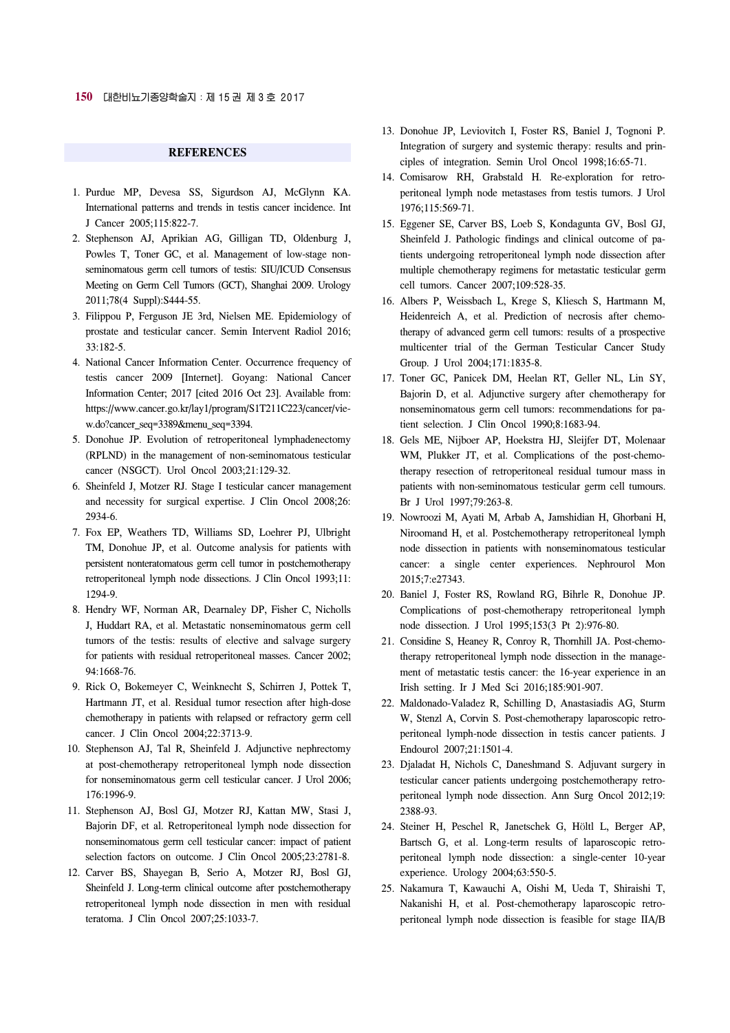## REFERENCES

1. Purdue MP, Devesa SS, Sigurdson AJ, McGlynn KA. International patterns and trends in testis cancer incidence. Int J Cancer 2005;115:822-7.
2. Stephenson AJ, Aprikian AG, Gilligan TD, Oldenburg J, Powles T, Toner GC, et al. Management of low-stage nonseminomatous germ cell tumors of testis: SIU/ICUD Consensus Meeting on Germ Cell Tumors (GCT), Shanghai 2009. Urology 2011;78(4 Suppl):S444-55.
3. Filippou P, Ferguson JE 3rd, Nielsen ME. Epidemiology of prostate and testicular cancer. Semin Intervent Radiol 2016; 33:182-5.
4. National Cancer Information Center. Occurrence frequency of testis cancer 2009 [Internet]. Goyang: National Cancer Information Center; 2017 [cited 2016 Oct 23]. Available from: https://www.cancer.go.kr/lay1/program/S1T211C223/cancer/view.do?cancer_seq=3389&menu_seq=3394.
5. Donohue JP. Evolution of retroperitoneal lymphadenectomy (RPLND) in the management of non-seminomatous testicular cancer (NSGCT). Urol Oncol 2003;21:129-32.
6. Sheinfeld J, Motzer RJ. Stage I testicular cancer management and necessity for surgical expertise. J Clin Oncol 2008;26: 2934-6.
7. Fox EP, Weathers TD, Williams SD, Loehrer PJ, Ulbright TM, Donohue JP, et al. Outcome analysis for patients with persistent nonteratomatous germ cell tumor in postchemotherapy retroperitoneal lymph node dissections. J Clin Oncol 1993;11: 1294-9.
8. Hendry WF, Norman AR, Dearnaley DP, Fisher C, Nicholls J, Huddart RA, et al. Metastatic nonseminomatous germ cell tumors of the testis: results of elective and salvage surgery for patients with residual retroperitoneal masses. Cancer 2002; 94:1668-76.
9. Rick O, Bokemeyer C, Weinknecht S, Schirren J, Pottek T, Hartmann JT, et al. Residual tumor resection after high-dose chemotherapy in patients with relapsed or refractory germ cell cancer. J Clin Oncol 2004;22:3713-9.
10. Stephenson AJ, Tal R, Sheinfeld J. Adjunctive nephrectomy at post-chemotherapy retroperitoneal lymph node dissection for nonseminomatous germ cell testicular cancer. J Urol 2006; 176:1996-9.
11. Stephenson AJ, Bosl GJ, Motzer RJ, Kattan MW, Stasi J, Bajorin DF, et al. Retroperitoneal lymph node dissection for nonseminomatous germ cell testicular cancer: impact of patient selection factors on outcome. J Clin Oncol 2005;23:2781-8.
12. Carver BS, Shayegan B, Serio A, Motzer RJ, Bosl GJ, Sheinfeld J. Long-term clinical outcome after postchemotherapy retroperitoneal lymph node dissection in men with residual teratoma. J Clin Oncol 2007;25:1033-7.
13. Donohue JP, Leviovitch I, Foster RS, Baniel J, Tognoni P. Integration of surgery and systemic therapy: results and principles of integration. Semin Urol Oncol 1998;16:65-71.
14. Comisarow RH, Grabstald H. Re-exploration for retroperitoneal lymph node metastases from testis tumors. J Urol 1976;115:569-71.
15. Eggener SE, Carver BS, Loeb S, Kondagunta GV, Bosl GJ, Sheinfeld J. Pathologic findings and clinical outcome of patients undergoing retroperitoneal lymph node dissection after multiple chemotherapy regimens for metastatic testicular germ cell tumors. Cancer 2007;109:528-35.
16. Albers P, Weissbach L, Krege S, Kliesch S, Hartmann M, Heidenreich A, et al. Prediction of necrosis after chemotherapy of advanced germ cell tumors: results of a prospective multicenter trial of the German Testicular Cancer Study Group. J Urol 2004;171:1835-8.
17. Toner GC, Panicek DM, Heelan RT, Geller NL, Lin SY, Bajorin D, et al. Adjunctive surgery after chemotherapy for nonseminomatous germ cell tumors: recommendations for patient selection. J Clin Oncol 1990;8:1683-94.
18. Gels ME, Nijboer AP, Hoekstra HJ, Sleijfer DT, Molenaar WM, Plukker JT, et al. Complications of the post-chemotherapy resection of retroperitoneal residual tumour mass in patients with non-seminomatous testicular germ cell tumours. Br J Urol 1997;79:263-8.
19. Nowroozi M, Ayati M, Arbab A, Jamshidian H, Ghorbani H, Niroomand H, et al. Postchemotherapy retroperitoneal lymph node dissection in patients with nonseminomatous testicular cancer: a single center experiences. Nephrourol Mon 2015;7:e27343.
20. Baniel J, Foster RS, Rowland RG, Bihrle R, Donohue JP. Complications of post-chemotherapy retroperitoneal lymph node dissection. J Urol 1995;153(3 Pt 2):976-80.
21. Considine S, Heaney R, Conroy R, Thornhill JA. Post-chemotherapy retroperitoneal lymph node dissection in the management of metastatic testis cancer: the 16-year experience in an Irish setting. Ir J Med Sci 2016;185:901-907.
22. Maldonado-Valadez R, Schilling D, Anastasiadis AG, Sturm W, Stenzl A, Corvin S. Post-chemotherapy laparoscopic retroperitoneal lymph-node dissection in testis cancer patients. J Endourol 2007;21:1501-4.
23. Djaladat H, Nichols C, Daneshmand S. Adjuvant surgery in testicular cancer patients undergoing postchemotherapy retroperitoneal lymph node dissection. Ann Surg Oncol 2012;19: 2388-93.
24. Steiner H, Peschel R, Janetschek G, Höltl L, Berger AP, Bartsch G, et al. Long-term results of laparoscopic retroperitoneal lymph node dissection: a single-center 10-year experience. Urology 2004;63:550-5.
25. Nakamura T, Kawauchi A, Oishi M, Ueda T, Shiraishi T, Nakanishi H, et al. Post-chemotherapy laparoscopic retroperitoneal lymph node dissection is feasible for stage IIA/B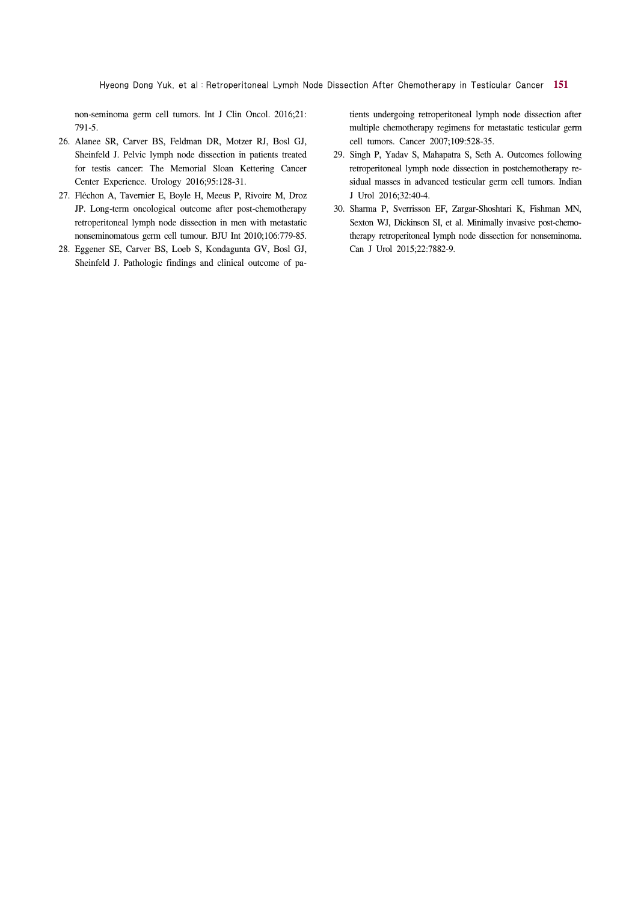non-seminoma germ cell tumors. Int J Clin Oncol. 2016;21: 791-5.

26. Alanee SR, Carver BS, Feldman DR, Motzer RJ, Bosl GJ, Sheinfeld J. Pelvic lymph node dissection in patients treated for testis cancer: The Memorial Sloan Kettering Cancer Center Experience. Urology 2016;95:128-31.
27. Fléchon A, Tavernier E, Boyle H, Meeus P, Rivoire M, Droz JP. Long-term oncological outcome after post-chemotherapy retroperitoneal lymph node dissection in men with metastatic nonseminomatous germ cell tumour. BJU Int 2010;106:779-85.
28. Eggener SE, Carver BS, Loeb S, Kondagunta GV, Bosl GJ, Sheinfeld J. Pathologic findings and clinical outcome of patients undergoing retroperitoneal lymph node dissection after multiple chemotherapy regimens for metastatic testicular germ cell tumors. Cancer 2007;109:528-35.
29. Singh P, Yadav S, Mahapatra S, Seth A. Outcomes following retroperitoneal lymph node dissection in postchemotherapy residual masses in advanced testicular germ cell tumors. Indian J Urol 2016;32:40-4.
30. Sharma P, Sverrisson EF, Zargar-Shoshtari K, Fishman MN, Sexton WJ, Dickinson SI, et al. Minimally invasive post-chemotherapy retroperitoneal lymph node dissection for nonseminoma. Can J Urol 2015;22:7882-9.